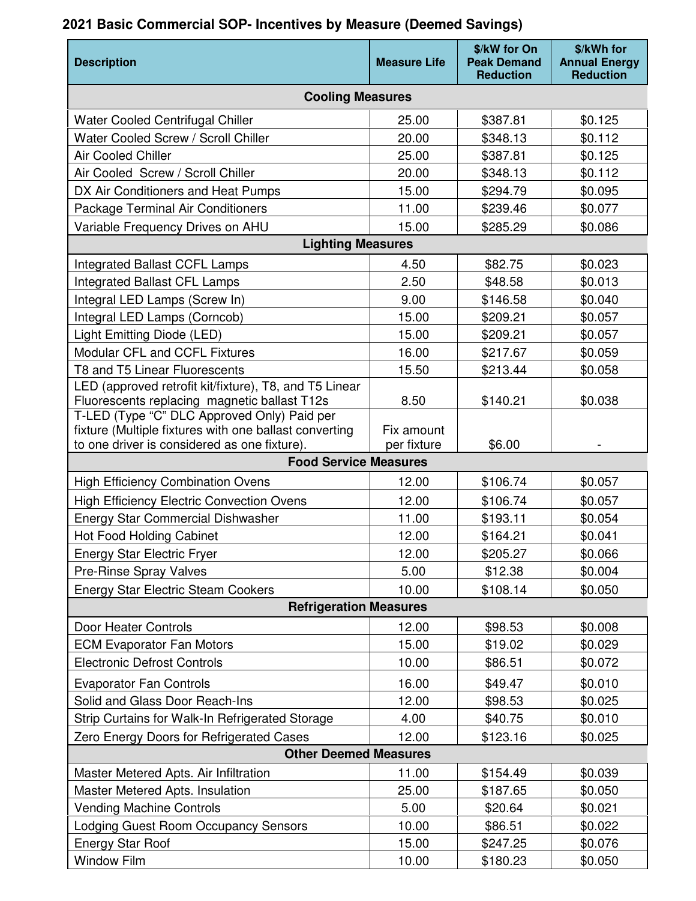## 2021 Basic Commercial SOP- Incentives by Measure (Deemed Savings)

| Description | Measure Life | $/kW for On Peak Demand Reduction | $/kWh for Annual Energy Reduction |
|---|---|---|---|
| **Cooling Measures** | | | |
| Water Cooled Centrifugal Chiller | 25.00 | $387.81 | $0.125 |
| Water Cooled Screw / Scroll Chiller | 20.00 | $348.13 | $0.112 |
| Air Cooled Chiller | 25.00 | $387.81 | $0.125 |
| Air Cooled Screw / Scroll Chiller | 20.00 | $348.13 | $0.112 |
| DX Air Conditioners and Heat Pumps | 15.00 | $294.79 | $0.095 |
| Package Terminal Air Conditioners | 11.00 | $239.46 | $0.077 |
| Variable Frequency Drives on AHU | 15.00 | $285.29 | $0.086 |
| **Lighting Measures** | | | |
| Integrated Ballast CCFL Lamps | 4.50 | $82.75 | $0.023 |
| Integrated Ballast CFL Lamps | 2.50 | $48.58 | $0.013 |
| Integral LED Lamps (Screw In) | 9.00 | $146.58 | $0.040 |
| Integral LED Lamps (Corncob) | 15.00 | $209.21 | $0.057 |
| Light Emitting Diode (LED) | 15.00 | $209.21 | $0.057 |
| Modular CFL and CCFL Fixtures | 16.00 | $217.67 | $0.059 |
| T8 and T5 Linear Fluorescents | 15.50 | $213.44 | $0.058 |
| LED (approved retrofit kit/fixture), T8, and T5 Linear Fluorescents replacing magnetic ballast T12s | 8.50 | $140.21 | $0.038 |
| T-LED (Type "C" DLC Approved Only) Paid per fixture (Multiple fixtures with one ballast converting to one driver is considered as one fixture). | Fix amount per fixture | $6.00 | - |
| **Food Service Measures** | | | |
| High Efficiency Combination Ovens | 12.00 | $106.74 | $0.057 |
| High Efficiency Electric Convection Ovens | 12.00 | $106.74 | $0.057 |
| Energy Star Commercial Dishwasher | 11.00 | $193.11 | $0.054 |
| Hot Food Holding Cabinet | 12.00 | $164.21 | $0.041 |
| Energy Star Electric Fryer | 12.00 | $205.27 | $0.066 |
| Pre-Rinse Spray Valves | 5.00 | $12.38 | $0.004 |
| Energy Star Electric Steam Cookers | 10.00 | $108.14 | $0.050 |
| **Refrigeration Measures** | | | |
| Door Heater Controls | 12.00 | $98.53 | $0.008 |
| ECM Evaporator Fan Motors | 15.00 | $19.02 | $0.029 |
| Electronic Defrost Controls | 10.00 | $86.51 | $0.072 |
| Evaporator Fan Controls | 16.00 | $49.47 | $0.010 |
| Solid and Glass Door Reach-Ins | 12.00 | $98.53 | $0.025 |
| Strip Curtains for Walk-In Refrigerated Storage | 4.00 | $40.75 | $0.010 |
| Zero Energy Doors for Refrigerated Cases | 12.00 | $123.16 | $0.025 |
| **Other Deemed Measures** | | | |
| Master Metered Apts. Air Infiltration | 11.00 | $154.49 | $0.039 |
| Master Metered Apts. Insulation | 25.00 | $187.65 | $0.050 |
| Vending Machine Controls | 5.00 | $20.64 | $0.021 |
| Lodging Guest Room Occupancy Sensors | 10.00 | $86.51 | $0.022 |
| Energy Star Roof | 15.00 | $247.25 | $0.076 |
| Window Film | 10.00 | $180.23 | $0.050 |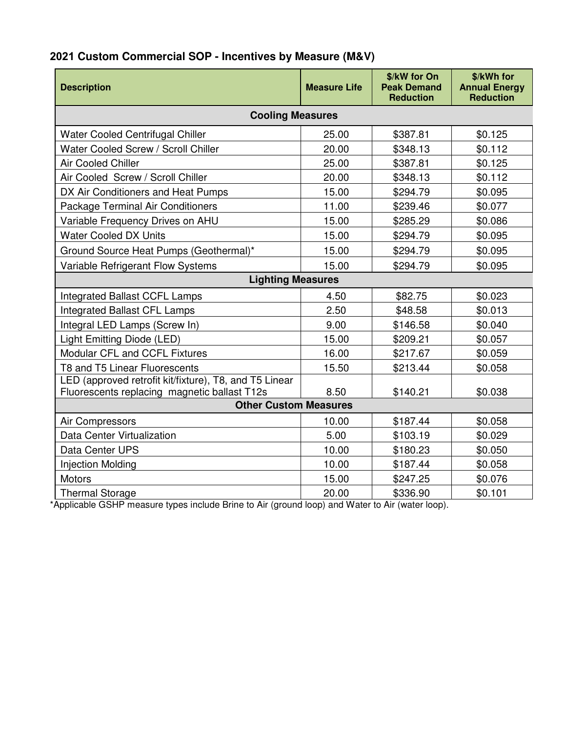## 2021 Custom Commercial SOP - Incentives by Measure (M&V)

| Description | Measure Life | $/kW for On Peak Demand Reduction | $/kWh for Annual Energy Reduction |
|---|---|---|---|
| **Cooling Measures** | | | |
| Water Cooled Centrifugal Chiller | 25.00 | $387.81 | $0.125 |
| Water Cooled Screw / Scroll Chiller | 20.00 | $348.13 | $0.112 |
| Air Cooled Chiller | 25.00 | $387.81 | $0.125 |
| Air Cooled Screw / Scroll Chiller | 20.00 | $348.13 | $0.112 |
| DX Air Conditioners and Heat Pumps | 15.00 | $294.79 | $0.095 |
| Package Terminal Air Conditioners | 11.00 | $239.46 | $0.077 |
| Variable Frequency Drives on AHU | 15.00 | $285.29 | $0.086 |
| Water Cooled DX Units | 15.00 | $294.79 | $0.095 |
| Ground Source Heat Pumps (Geothermal)* | 15.00 | $294.79 | $0.095 |
| Variable Refrigerant Flow Systems | 15.00 | $294.79 | $0.095 |
| **Lighting Measures** | | | |
| Integrated Ballast CCFL Lamps | 4.50 | $82.75 | $0.023 |
| Integrated Ballast CFL Lamps | 2.50 | $48.58 | $0.013 |
| Integral LED Lamps (Screw In) | 9.00 | $146.58 | $0.040 |
| Light Emitting Diode (LED) | 15.00 | $209.21 | $0.057 |
| Modular CFL and CCFL Fixtures | 16.00 | $217.67 | $0.059 |
| T8 and T5 Linear Fluorescents | 15.50 | $213.44 | $0.058 |
| LED (approved retrofit kit/fixture), T8, and T5 Linear Fluorescents replacing magnetic ballast T12s | 8.50 | $140.21 | $0.038 |
| **Other Custom Measures** | | | |
| Air Compressors | 10.00 | $187.44 | $0.058 |
| Data Center Virtualization | 5.00 | $103.19 | $0.029 |
| Data Center UPS | 10.00 | $180.23 | $0.050 |
| Injection Molding | 10.00 | $187.44 | $0.058 |
| Motors | 15.00 | $247.25 | $0.076 |
| Thermal Storage | 20.00 | $336.90 | $0.101 |

*Applicable GSHP measure types include Brine to Air (ground loop) and Water to Air (water loop).